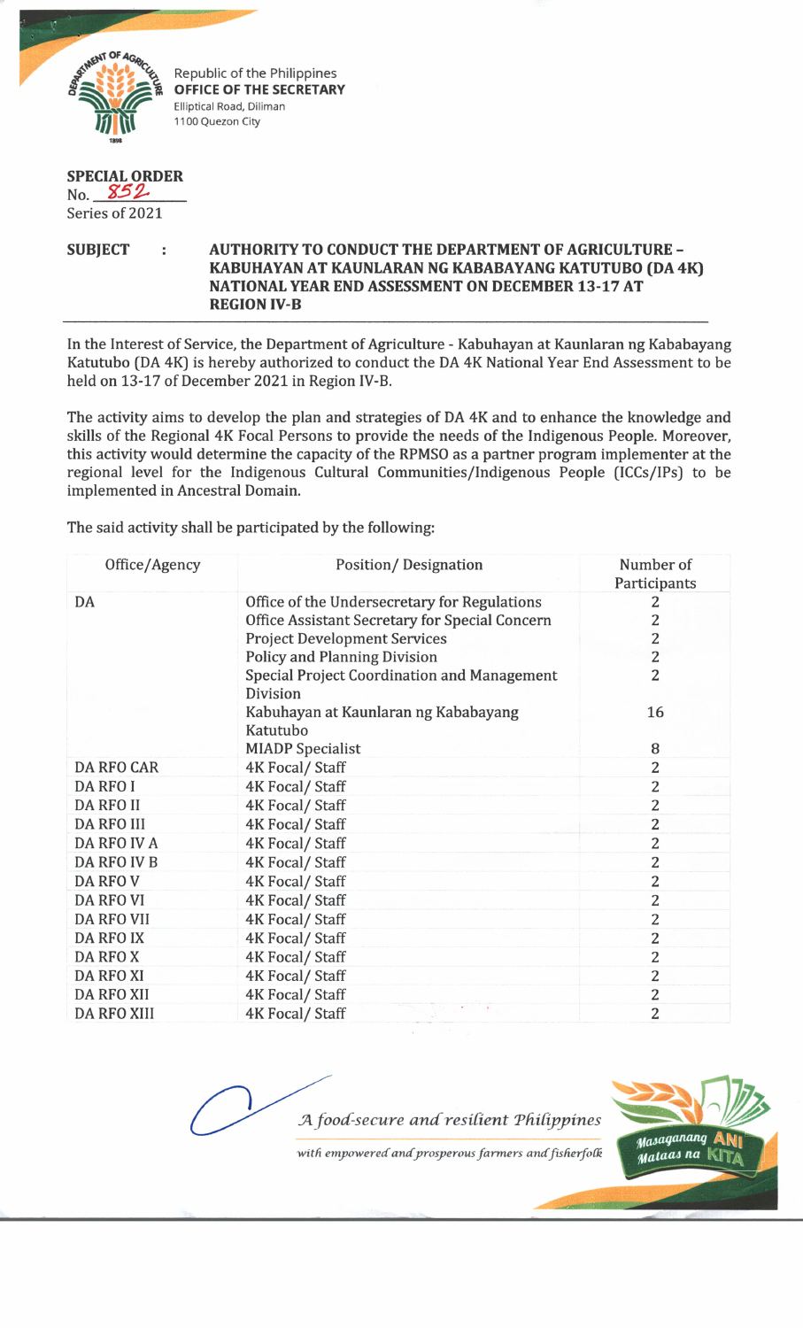Republic of the Philippines
**OFFICE OF THE SECRETARY**
Elliptical Road, Diliman
1100 Quezon City

**SPECIAL ORDER**
No. 852
Series of 2021

**SUBJECT : AUTHORITY TO CONDUCT THE DEPARTMENT OF AGRICULTURE – KABUHAYAN AT KAUNLARAN NG KABABAYANG KATUTUBO (DA 4K) NATIONAL YEAR END ASSESSMENT ON DECEMBER 13-17 AT REGION IV-B**

In the Interest of Service, the Department of Agriculture - Kabuhayan at Kaunlaran ng Kababayang Katutubo (DA 4K) is hereby authorized to conduct the DA 4K National Year End Assessment to be held on 13-17 of December 2021 in Region IV-B.

The activity aims to develop the plan and strategies of DA 4K and to enhance the knowledge and skills of the Regional 4K Focal Persons to provide the needs of the Indigenous People. Moreover, this activity would determine the capacity of the RPMSO as a partner program implementer at the regional level for the Indigenous Cultural Communities/Indigenous People (ICCs/IPs) to be implemented in Ancestral Domain.

The said activity shall be participated by the following:

| Office/Agency | Position/ Designation | Number of Participants |
|---|---|---|
| DA | Office of the Undersecretary for Regulations | 2 |
| | Office Assistant Secretary for Special Concern | 2 |
| | Project Development Services | 2 |
| | Policy and Planning Division | 2 |
| | Special Project Coordination and Management Division | 2 |
| | Kabuhayan at Kaunlaran ng Kababayang Katutubo | 16 |
| | MIADP Specialist | 8 |
| DA RFO CAR | 4K Focal/ Staff | 2 |
| DA RFO I | 4K Focal/ Staff | 2 |
| DA RFO II | 4K Focal/ Staff | 2 |
| DA RFO III | 4K Focal/ Staff | 2 |
| DA RFO IV A | 4K Focal/ Staff | 2 |
| DA RFO IV B | 4K Focal/ Staff | 2 |
| DA RFO V | 4K Focal/ Staff | 2 |
| DA RFO VI | 4K Focal/ Staff | 2 |
| DA RFO VII | 4K Focal/ Staff | 2 |
| DA RFO IX | 4K Focal/ Staff | 2 |
| DA RFO X | 4K Focal/ Staff | 2 |
| DA RFO XI | 4K Focal/ Staff | 2 |
| DA RFO XII | 4K Focal/ Staff | 2 |
| DA RFO XIII | 4K Focal/ Staff | 2 |

*A food-secure and resilient Philippines*
*with empowered and prosperous farmers and fisherfolk*

Masaganang ANI Mataas na KITA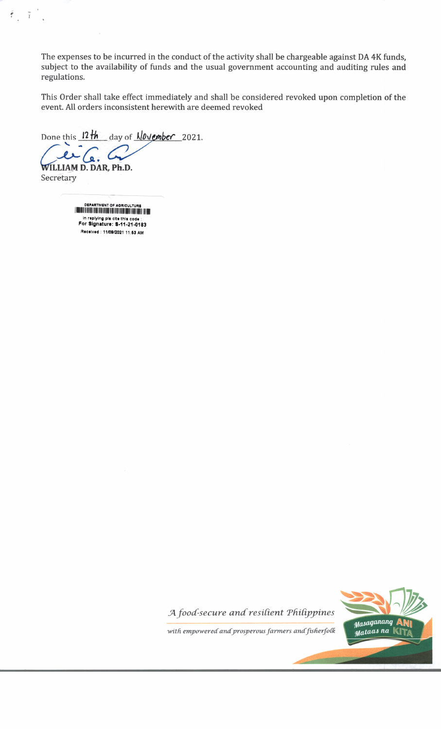The expenses to be incurred in the conduct of the activity shall be chargeable against DA 4K funds, subject to the availability of funds and the usual government accounting and auditing rules and regulations.

This Order shall take effect immediately and shall be considered revoked upon completion of the event. All orders inconsistent herewith are deemed revoked

Done this 12th day of November 2021.

**WILLIAM D. DAR, Ph.D.**
Secretary

DEPARTMENT OF AGRICULTURE
In replying pls cite this code :
For Signature: S-11-21-0183
Received : 11/09/2021 11:53 AM

*A food-secure and resilient Philippines*
*with empowered and prosperous farmers and fisherfolk*

Masaganang ANI Mataas na KITA